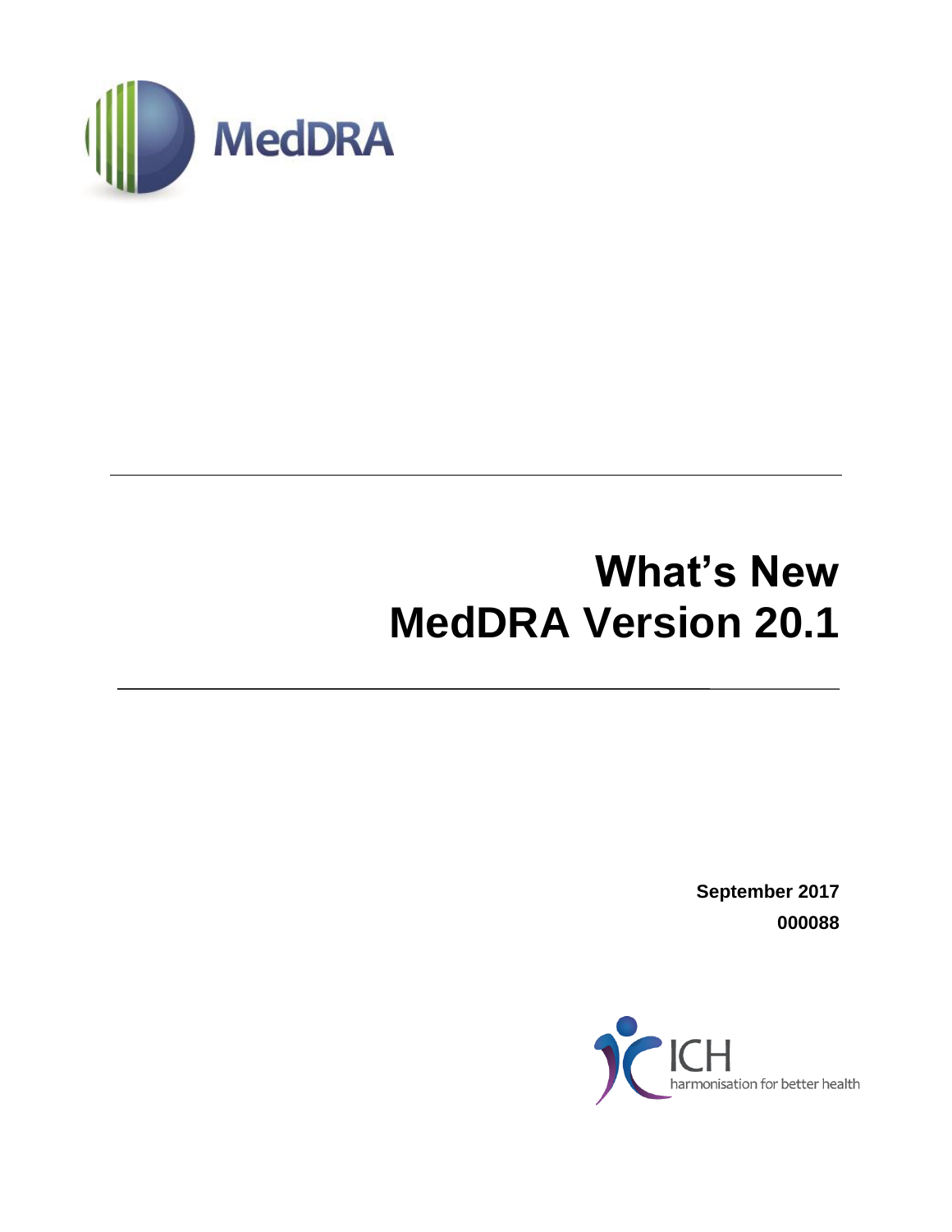MedDRA

# What's New MedDRA Version 20.1

**September 2017**

**000088**

ICH harmonisation for better health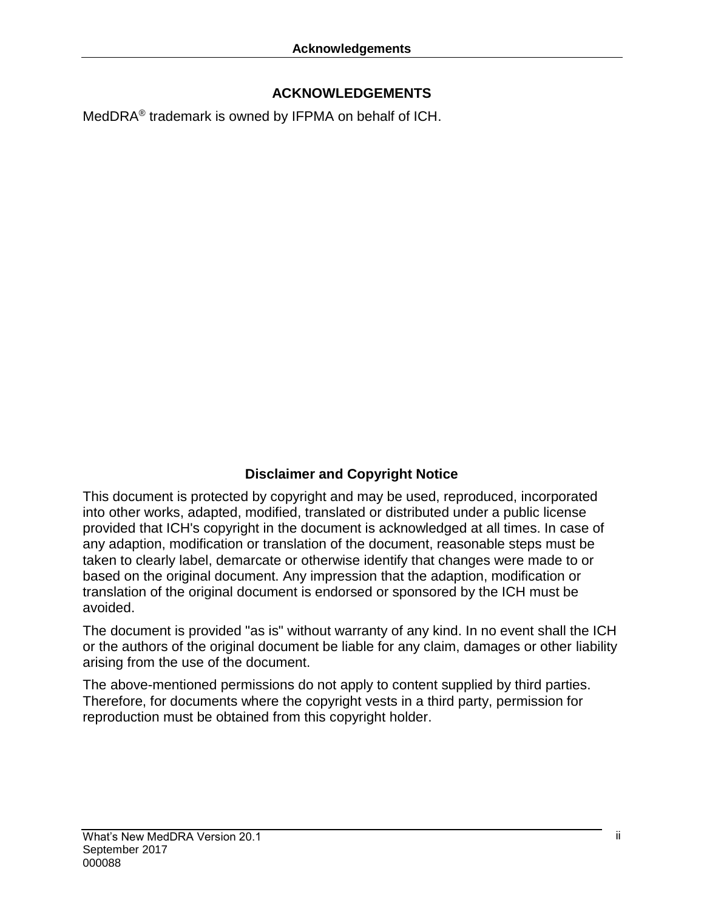# ACKNOWLEDGEMENTS

MedDRA® trademark is owned by IFPMA on behalf of ICH.

## Disclaimer and Copyright Notice

This document is protected by copyright and may be used, reproduced, incorporated into other works, adapted, modified, translated or distributed under a public license provided that ICH's copyright in the document is acknowledged at all times. In case of any adaption, modification or translation of the document, reasonable steps must be taken to clearly label, demarcate or otherwise identify that changes were made to or based on the original document. Any impression that the adaption, modification or translation of the original document is endorsed or sponsored by the ICH must be avoided.

The document is provided "as is" without warranty of any kind. In no event shall the ICH or the authors of the original document be liable for any claim, damages or other liability arising from the use of the document.

The above-mentioned permissions do not apply to content supplied by third parties. Therefore, for documents where the copyright vests in a third party, permission for reproduction must be obtained from this copyright holder.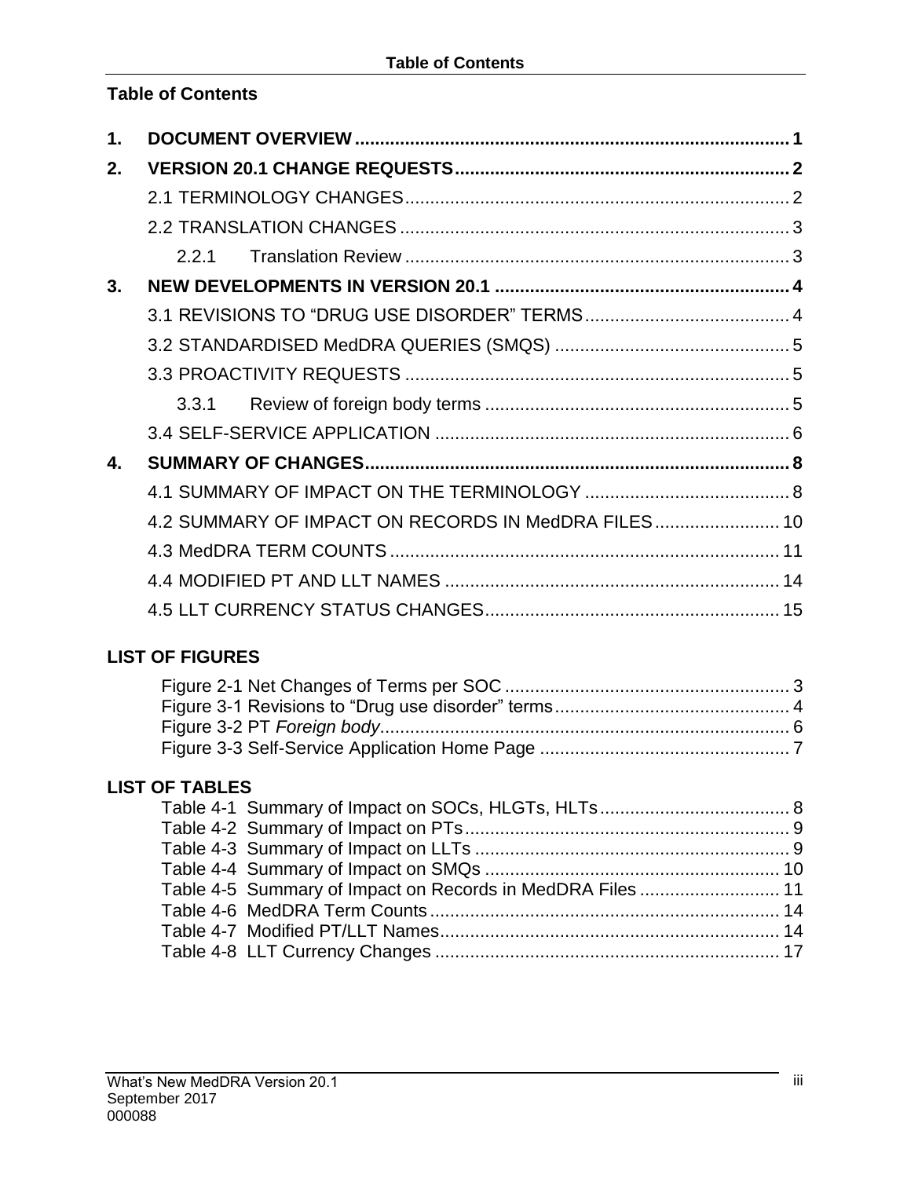## Table of Contents

1. **DOCUMENT OVERVIEW** ........ 1
2. **VERSION 20.1 CHANGE REQUESTS** ........ 2
   - 2.1 TERMINOLOGY CHANGES ........ 2
   - 2.2 TRANSLATION CHANGES ........ 3
     - 2.2.1 Translation Review ........ 3
3. **NEW DEVELOPMENTS IN VERSION 20.1** ........ 4
   - 3.1 REVISIONS TO "DRUG USE DISORDER" TERMS ........ 4
   - 3.2 STANDARDISED MedDRA QUERIES (SMQS) ........ 5
   - 3.3 PROACTIVITY REQUESTS ........ 5
     - 3.3.1 Review of foreign body terms ........ 5
   - 3.4 SELF-SERVICE APPLICATION ........ 6
4. **SUMMARY OF CHANGES** ........ 8
   - 4.1 SUMMARY OF IMPACT ON THE TERMINOLOGY ........ 8
   - 4.2 SUMMARY OF IMPACT ON RECORDS IN MedDRA FILES ........ 10
   - 4.3 MedDRA TERM COUNTS ........ 11
   - 4.4 MODIFIED PT AND LLT NAMES ........ 14
   - 4.5 LLT CURRENCY STATUS CHANGES ........ 15

### LIST OF FIGURES

- Figure 2-1 Net Changes of Terms per SOC ........ 3
- Figure 3-1 Revisions to "Drug use disorder" terms ........ 4
- Figure 3-2 PT *Foreign body* ........ 6
- Figure 3-3 Self-Service Application Home Page ........ 7

### LIST OF TABLES

- Table 4-1 Summary of Impact on SOCs, HLGTs, HLTs ........ 8
- Table 4-2 Summary of Impact on PTs ........ 9
- Table 4-3 Summary of Impact on LLTs ........ 9
- Table 4-4 Summary of Impact on SMQs ........ 10
- Table 4-5 Summary of Impact on Records in MedDRA Files ........ 11
- Table 4-6 MedDRA Term Counts ........ 14
- Table 4-7 Modified PT/LLT Names ........ 14
- Table 4-8 LLT Currency Changes ........ 17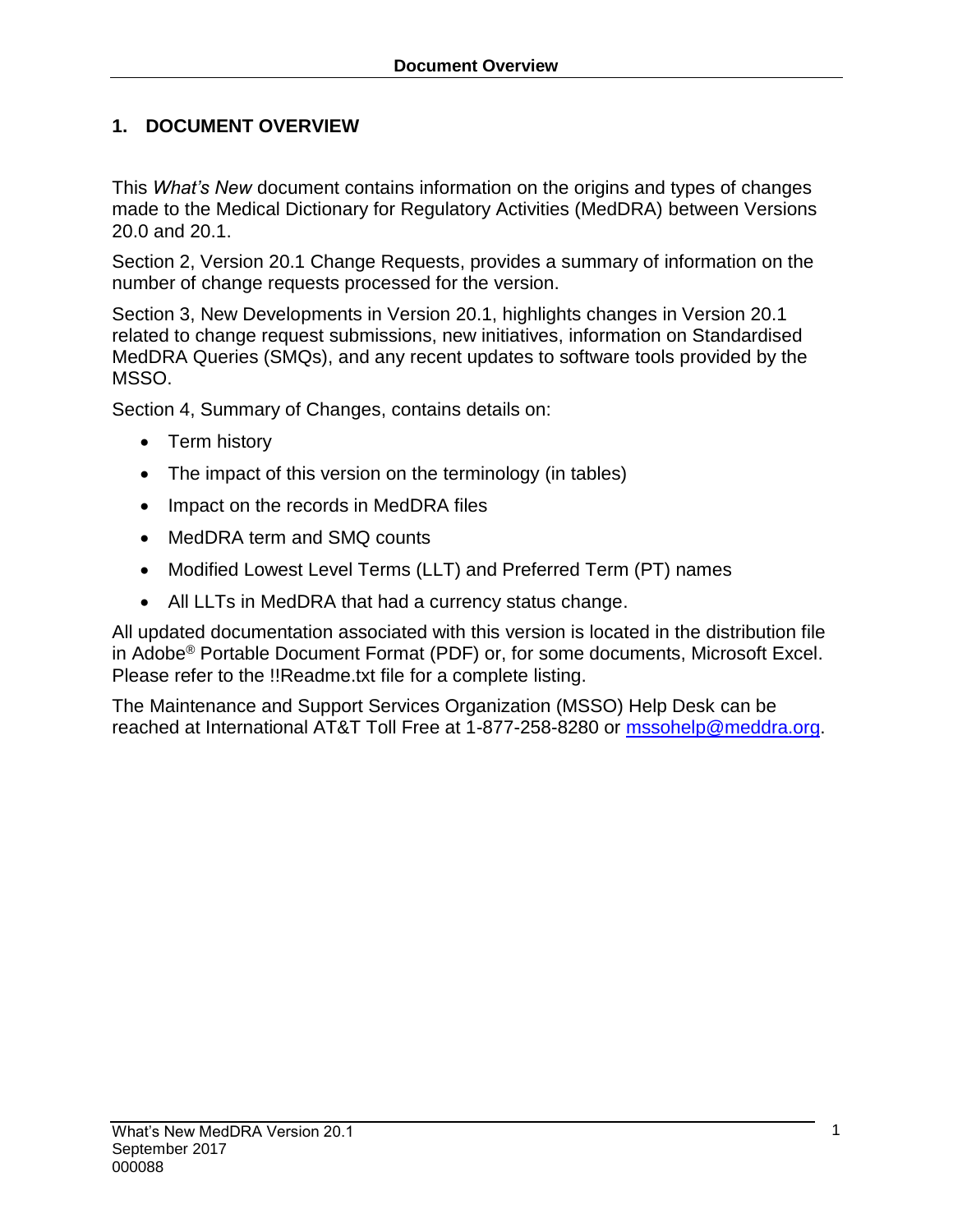# 1. DOCUMENT OVERVIEW

This *What's New* document contains information on the origins and types of changes made to the Medical Dictionary for Regulatory Activities (MedDRA) between Versions 20.0 and 20.1.

Section 2, Version 20.1 Change Requests, provides a summary of information on the number of change requests processed for the version.

Section 3, New Developments in Version 20.1, highlights changes in Version 20.1 related to change request submissions, new initiatives, information on Standardised MedDRA Queries (SMQs), and any recent updates to software tools provided by the MSSO.

Section 4, Summary of Changes, contains details on:

- Term history
- The impact of this version on the terminology (in tables)
- Impact on the records in MedDRA files
- MedDRA term and SMQ counts
- Modified Lowest Level Terms (LLT) and Preferred Term (PT) names
- All LLTs in MedDRA that had a currency status change.

All updated documentation associated with this version is located in the distribution file in Adobe® Portable Document Format (PDF) or, for some documents, Microsoft Excel. Please refer to the !!Readme.txt file for a complete listing.

The Maintenance and Support Services Organization (MSSO) Help Desk can be reached at International AT&T Toll Free at 1-877-258-8280 or mssohelp@meddra.org.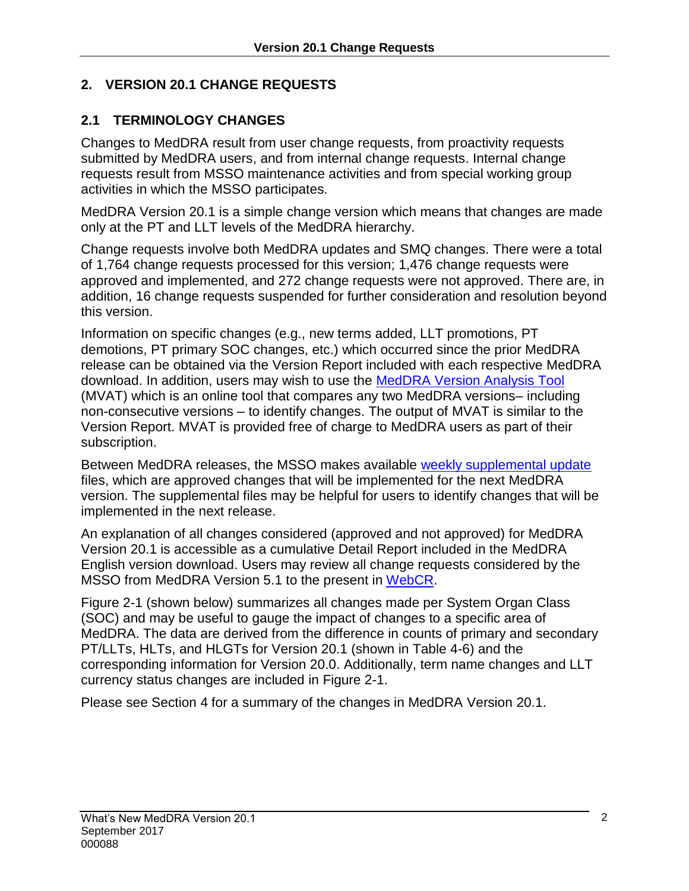## 2. VERSION 20.1 CHANGE REQUESTS

### 2.1 TERMINOLOGY CHANGES

Changes to MedDRA result from user change requests, from proactivity requests submitted by MedDRA users, and from internal change requests. Internal change requests result from MSSO maintenance activities and from special working group activities in which the MSSO participates.

MedDRA Version 20.1 is a simple change version which means that changes are made only at the PT and LLT levels of the MedDRA hierarchy.

Change requests involve both MedDRA updates and SMQ changes. There were a total of 1,764 change requests processed for this version; 1,476 change requests were approved and implemented, and 272 change requests were not approved. There are, in addition, 16 change requests suspended for further consideration and resolution beyond this version.

Information on specific changes (e.g., new terms added, LLT promotions, PT demotions, PT primary SOC changes, etc.) which occurred since the prior MedDRA release can be obtained via the Version Report included with each respective MedDRA download. In addition, users may wish to use the MedDRA Version Analysis Tool (MVAT) which is an online tool that compares any two MedDRA versions– including non-consecutive versions – to identify changes. The output of MVAT is similar to the Version Report. MVAT is provided free of charge to MedDRA users as part of their subscription.

Between MedDRA releases, the MSSO makes available weekly supplemental update files, which are approved changes that will be implemented for the next MedDRA version. The supplemental files may be helpful for users to identify changes that will be implemented in the next release.

An explanation of all changes considered (approved and not approved) for MedDRA Version 20.1 is accessible as a cumulative Detail Report included in the MedDRA English version download. Users may review all change requests considered by the MSSO from MedDRA Version 5.1 to the present in WebCR.

Figure 2-1 (shown below) summarizes all changes made per System Organ Class (SOC) and may be useful to gauge the impact of changes to a specific area of MedDRA. The data are derived from the difference in counts of primary and secondary PT/LLTs, HLTs, and HLGTs for Version 20.1 (shown in Table 4-6) and the corresponding information for Version 20.0. Additionally, term name changes and LLT currency status changes are included in Figure 2-1.

Please see Section 4 for a summary of the changes in MedDRA Version 20.1.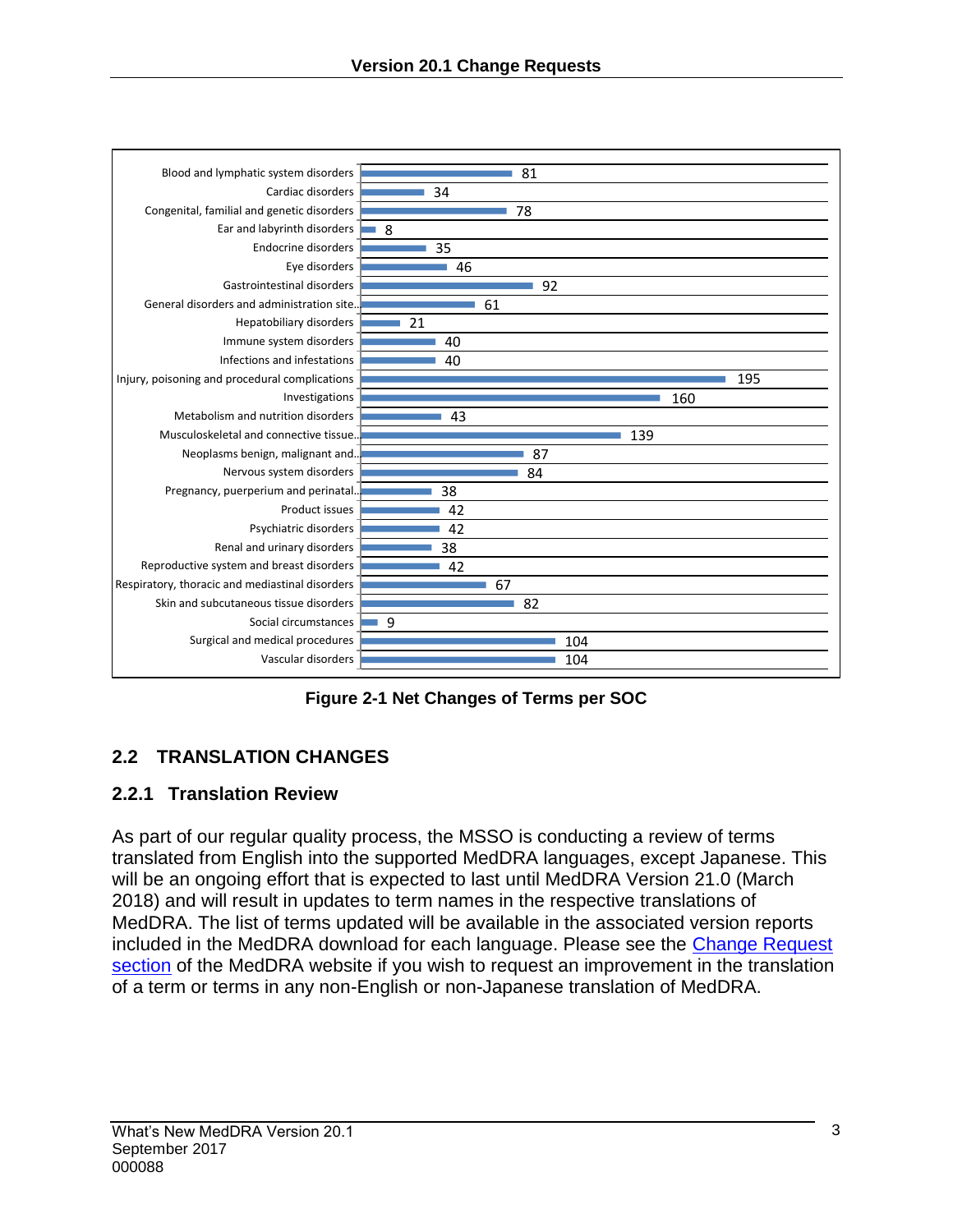| SOC | Net Changes |
| --- | --- |
| Blood and lymphatic system disorders | 81 |
| Cardiac disorders | 34 |
| Congenital, familial and genetic disorders | 78 |
| Ear and labyrinth disorders | 8 |
| Endocrine disorders | 35 |
| Eye disorders | 46 |
| Gastrointestinal disorders | 92 |
| General disorders and administration site... | 61 |
| Hepatobiliary disorders | 21 |
| Immune system disorders | 40 |
| Infections and infestations | 40 |
| Injury, poisoning and procedural complications | 195 |
| Investigations | 160 |
| Metabolism and nutrition disorders | 43 |
| Musculoskeletal and connective tissue... | 139 |
| Neoplasms benign, malignant and... | 87 |
| Nervous system disorders | 84 |
| Pregnancy, puerperium and perinatal... | 38 |
| Product issues | 42 |
| Psychiatric disorders | 42 |
| Renal and urinary disorders | 38 |
| Reproductive system and breast disorders | 42 |
| Respiratory, thoracic and mediastinal disorders | 67 |
| Skin and subcutaneous tissue disorders | 82 |
| Social circumstances | 9 |
| Surgical and medical procedures | 104 |
| Vascular disorders | 104 |

**Figure 2-1 Net Changes of Terms per SOC**

## 2.2 TRANSLATION CHANGES

### 2.2.1 Translation Review

As part of our regular quality process, the MSSO is conducting a review of terms translated from English into the supported MedDRA languages, except Japanese. This will be an ongoing effort that is expected to last until MedDRA Version 21.0 (March 2018) and will result in updates to term names in the respective translations of MedDRA. The list of terms updated will be available in the associated version reports included in the MedDRA download for each language. Please see the Change Request section of the MedDRA website if you wish to request an improvement in the translation of a term or terms in any non-English or non-Japanese translation of MedDRA.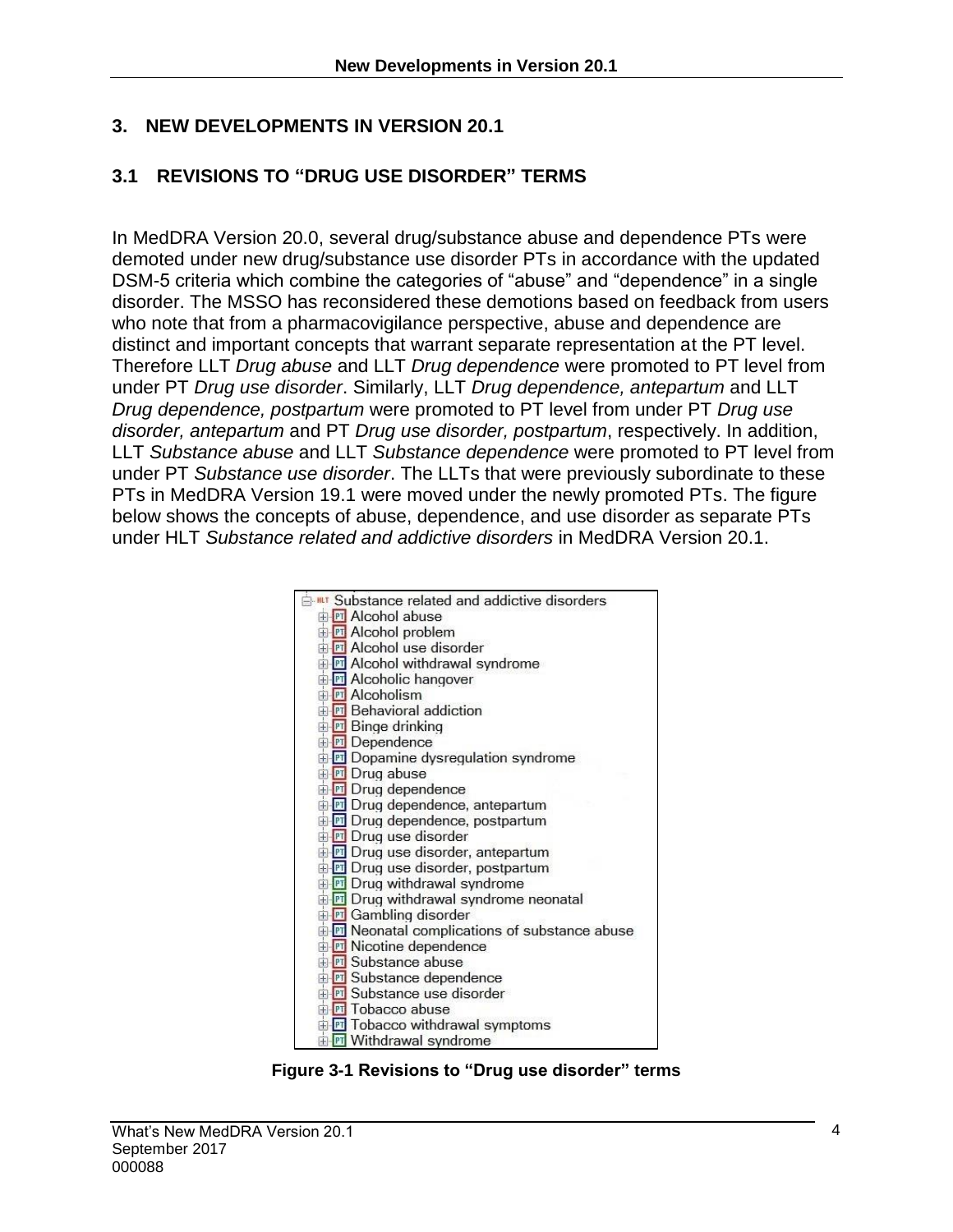# 3. NEW DEVELOPMENTS IN VERSION 20.1

## 3.1 REVISIONS TO “DRUG USE DISORDER” TERMS

In MedDRA Version 20.0, several drug/substance abuse and dependence PTs were demoted under new drug/substance use disorder PTs in accordance with the updated DSM-5 criteria which combine the categories of “abuse” and “dependence” in a single disorder. The MSSO has reconsidered these demotions based on feedback from users who note that from a pharmacovigilance perspective, abuse and dependence are distinct and important concepts that warrant separate representation at the PT level. Therefore LLT *Drug abuse* and LLT *Drug dependence* were promoted to PT level from under PT *Drug use disorder*. Similarly, LLT *Drug dependence, antepartum* and LLT *Drug dependence, postpartum* were promoted to PT level from under PT *Drug use disorder, antepartum* and PT *Drug use disorder, postpartum*, respectively. In addition, LLT *Substance abuse* and LLT *Substance dependence* were promoted to PT level from under PT *Substance use disorder*. The LLTs that were previously subordinate to these PTs in MedDRA Version 19.1 were moved under the newly promoted PTs. The figure below shows the concepts of abuse, dependence, and use disorder as separate PTs under HLT *Substance related and addictive disorders* in MedDRA Version 20.1.

- HLT Substance related and addictive disorders
  - PT Alcohol abuse
  - PT Alcohol problem
  - PT Alcohol use disorder
  - PT Alcohol withdrawal syndrome
  - PT Alcoholic hangover
  - PT Alcoholism
  - PT Behavioral addiction
  - PT Binge drinking
  - PT Dependence
  - PT Dopamine dysregulation syndrome
  - PT Drug abuse
  - PT Drug dependence
  - PT Drug dependence, antepartum
  - PT Drug dependence, postpartum
  - PT Drug use disorder
  - PT Drug use disorder, antepartum
  - PT Drug use disorder, postpartum
  - PT Drug withdrawal syndrome
  - PT Drug withdrawal syndrome neonatal
  - PT Gambling disorder
  - PT Neonatal complications of substance abuse
  - PT Nicotine dependence
  - PT Substance abuse
  - PT Substance dependence
  - PT Substance use disorder
  - PT Tobacco abuse
  - PT Tobacco withdrawal symptoms
  - PT Withdrawal syndrome

**Figure 3-1 Revisions to “Drug use disorder” terms**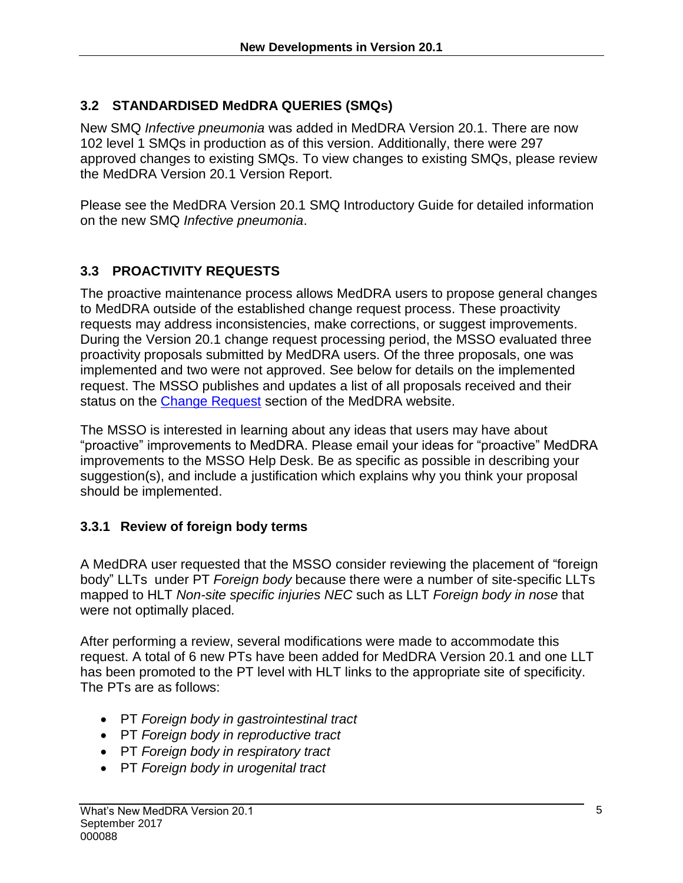## 3.2 STANDARDISED MedDRA QUERIES (SMQs)

New SMQ *Infective pneumonia* was added in MedDRA Version 20.1. There are now 102 level 1 SMQs in production as of this version. Additionally, there were 297 approved changes to existing SMQs. To view changes to existing SMQs, please review the MedDRA Version 20.1 Version Report.

Please see the MedDRA Version 20.1 SMQ Introductory Guide for detailed information on the new SMQ *Infective pneumonia*.

## 3.3 PROACTIVITY REQUESTS

The proactive maintenance process allows MedDRA users to propose general changes to MedDRA outside of the established change request process. These proactivity requests may address inconsistencies, make corrections, or suggest improvements. During the Version 20.1 change request processing period, the MSSO evaluated three proactivity proposals submitted by MedDRA users. Of the three proposals, one was implemented and two were not approved. See below for details on the implemented request. The MSSO publishes and updates a list of all proposals received and their status on the Change Request section of the MedDRA website.

The MSSO is interested in learning about any ideas that users may have about "proactive" improvements to MedDRA. Please email your ideas for "proactive" MedDRA improvements to the MSSO Help Desk. Be as specific as possible in describing your suggestion(s), and include a justification which explains why you think your proposal should be implemented.

### 3.3.1 Review of foreign body terms

A MedDRA user requested that the MSSO consider reviewing the placement of "foreign body" LLTs under PT *Foreign body* because there were a number of site-specific LLTs mapped to HLT *Non-site specific injuries NEC* such as LLT *Foreign body in nose* that were not optimally placed.

After performing a review, several modifications were made to accommodate this request. A total of 6 new PTs have been added for MedDRA Version 20.1 and one LLT has been promoted to the PT level with HLT links to the appropriate site of specificity. The PTs are as follows:

- PT *Foreign body in gastrointestinal tract*
- PT *Foreign body in reproductive tract*
- PT *Foreign body in respiratory tract*
- PT *Foreign body in urogenital tract*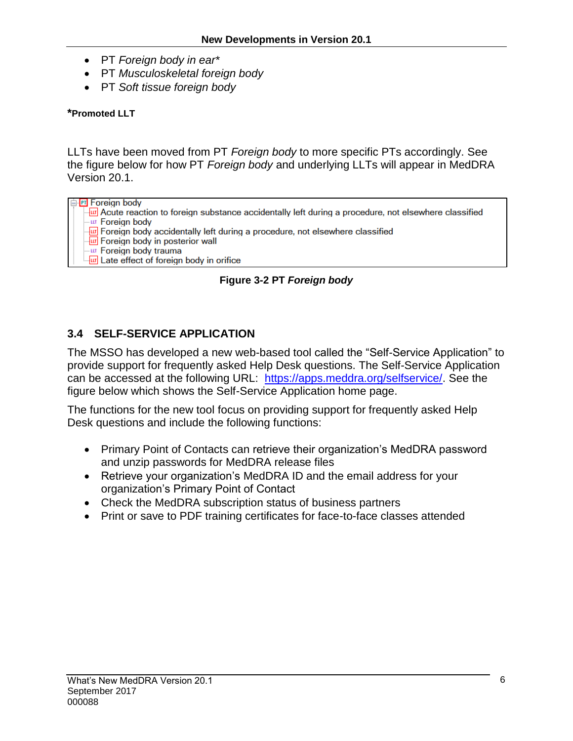- PT *Foreign body in ear**
- PT *Musculoskeletal foreign body*
- PT *Soft tissue foreign body*

***Promoted LLT**

LLTs have been moved from PT *Foreign body* to more specific PTs accordingly. See the figure below for how PT *Foreign body* and underlying LLTs will appear in MedDRA Version 20.1.

```
PT Foreign body
  LLT Acute reaction to foreign substance accidentally left during a procedure, not elsewhere classified
  LLT Foreign body
  LLT Foreign body accidentally left during a procedure, not elsewhere classified
  LLT Foreign body in posterior wall
  LLT Foreign body trauma
  LLT Late effect of foreign body in orifice
```

**Figure 3-2 PT *Foreign body***

## 3.4 SELF-SERVICE APPLICATION

The MSSO has developed a new web-based tool called the "Self-Service Application" to provide support for frequently asked Help Desk questions. The Self-Service Application can be accessed at the following URL: https://apps.meddra.org/selfservice/. See the figure below which shows the Self-Service Application home page.

The functions for the new tool focus on providing support for frequently asked Help Desk questions and include the following functions:

- Primary Point of Contacts can retrieve their organization's MedDRA password and unzip passwords for MedDRA release files
- Retrieve your organization's MedDRA ID and the email address for your organization's Primary Point of Contact
- Check the MedDRA subscription status of business partners
- Print or save to PDF training certificates for face-to-face classes attended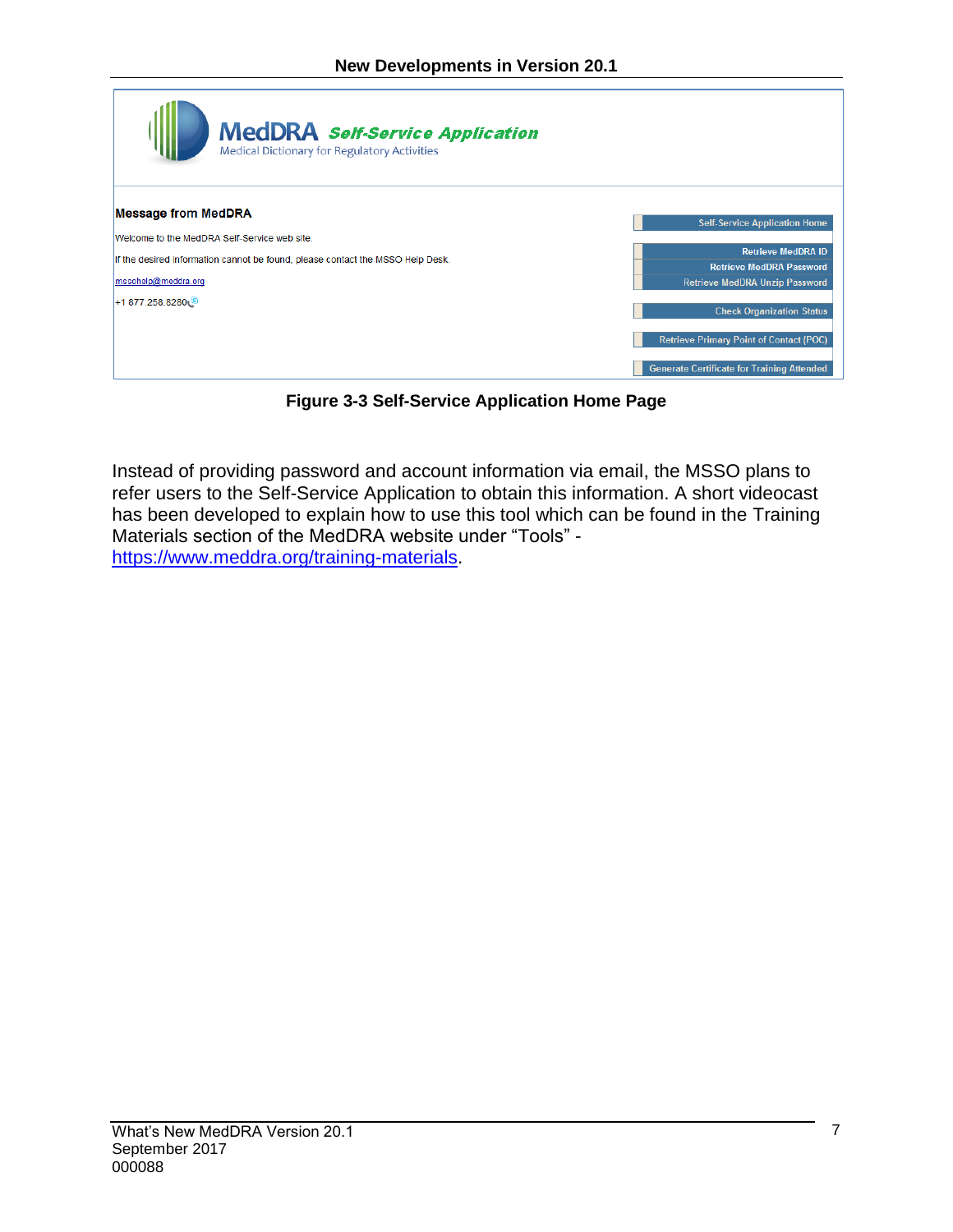**Figure 3-3 Self-Service Application Home Page**

Instead of providing password and account information via email, the MSSO plans to refer users to the Self-Service Application to obtain this information. A short videocast has been developed to explain how to use this tool which can be found in the Training Materials section of the MedDRA website under "Tools" - https://www.meddra.org/training-materials.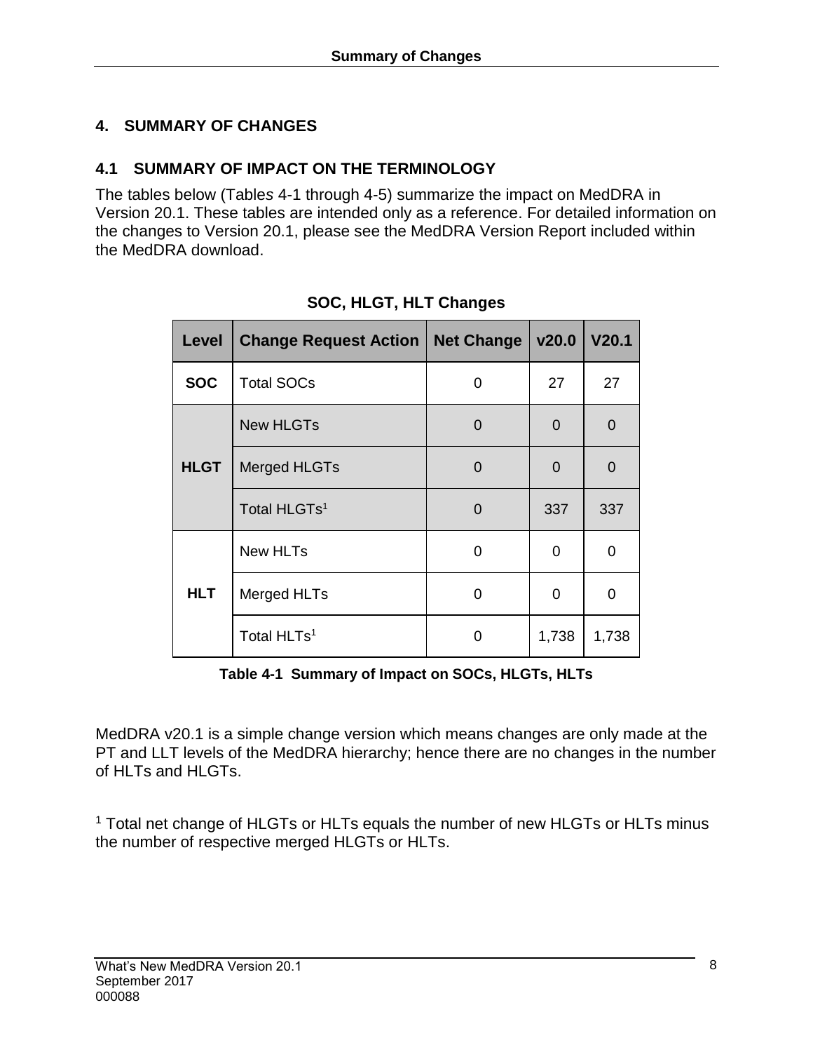# 4. SUMMARY OF CHANGES

## 4.1 SUMMARY OF IMPACT ON THE TERMINOLOGY

The tables below (Tables 4-1 through 4-5) summarize the impact on MedDRA in Version 20.1. These tables are intended only as a reference. For detailed information on the changes to Version 20.1, please see the MedDRA Version Report included within the MedDRA download.

**SOC, HLGT, HLT Changes**

| Level | Change Request Action | Net Change | v20.0 | V20.1 |
|---|---|---|---|---|
| **SOC** | Total SOCs | 0 | 27 | 27 |
| **HLGT** | New HLGTs | 0 | 0 | 0 |
| | Merged HLGTs | 0 | 0 | 0 |
| | Total HLGTs[1] | 0 | 337 | 337 |
| **HLT** | New HLTs | 0 | 0 | 0 |
| | Merged HLTs | 0 | 0 | 0 |
| | Total HLTs[1] | 0 | 1,738 | 1,738 |

**Table 4-1 Summary of Impact on SOCs, HLGTs, HLTs**

MedDRA v20.1 is a simple change version which means changes are only made at the PT and LLT levels of the MedDRA hierarchy; hence there are no changes in the number of HLTs and HLGTs.

[1] Total net change of HLGTs or HLTs equals the number of new HLGTs or HLTs minus the number of respective merged HLGTs or HLTs.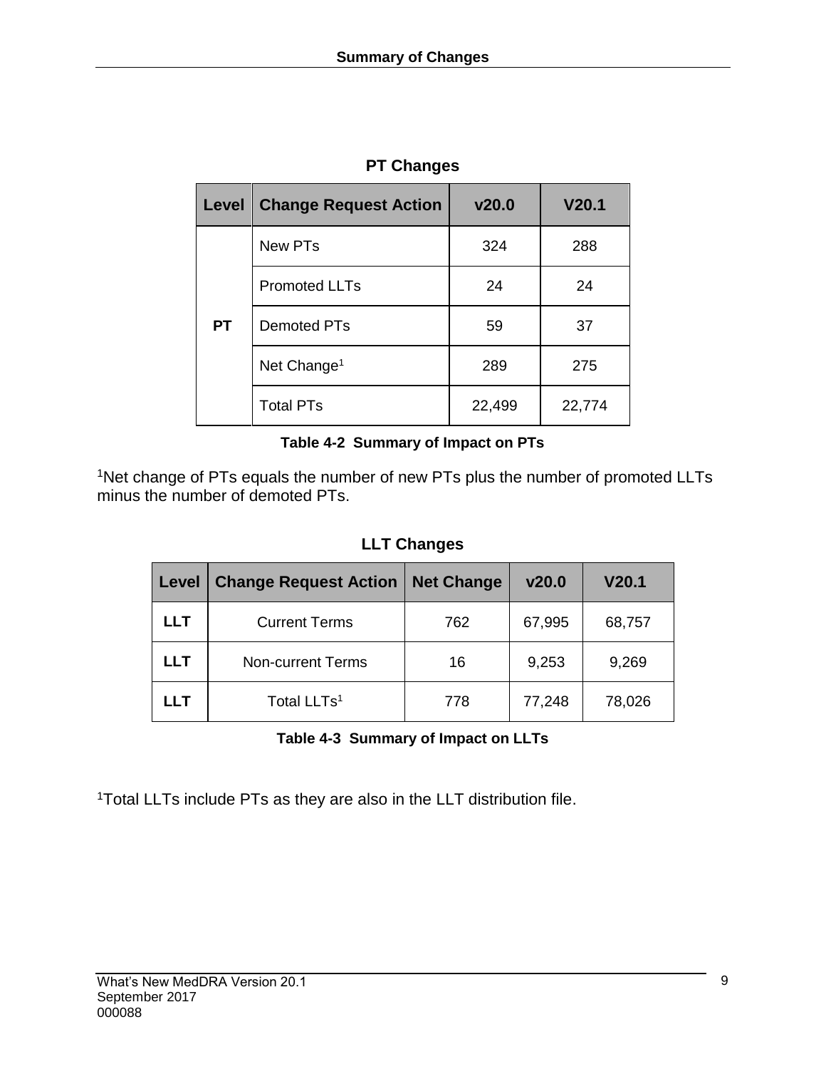**PT Changes**

| Level | Change Request Action | v20.0 | V20.1 |
|---|---|---|---|
| PT | New PTs | 324 | 288 |
| | Promoted LLTs | 24 | 24 |
| | Demoted PTs | 59 | 37 |
| | Net Change[1] | 289 | 275 |
| | Total PTs | 22,499 | 22,774 |

**Table 4-2 Summary of Impact on PTs**

[1]Net change of PTs equals the number of new PTs plus the number of promoted LLTs minus the number of demoted PTs.

**LLT Changes**

| Level | Change Request Action | Net Change | v20.0 | V20.1 |
|---|---|---|---|---|
| LLT | Current Terms | 762 | 67,995 | 68,757 |
| LLT | Non-current Terms | 16 | 9,253 | 9,269 |
| LLT | Total LLTs[1] | 778 | 77,248 | 78,026 |

**Table 4-3 Summary of Impact on LLTs**

[1]Total LLTs include PTs as they are also in the LLT distribution file.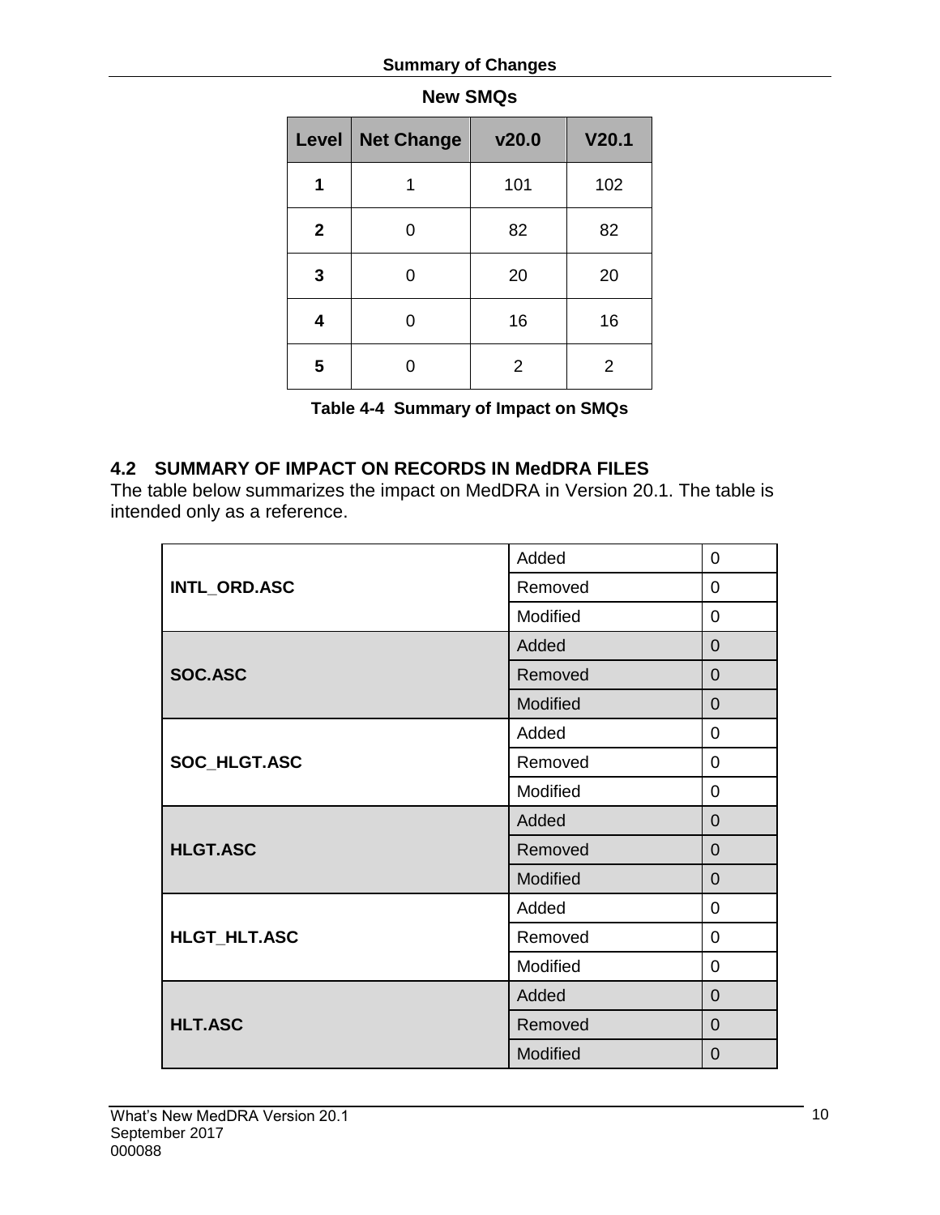**New SMQs**

| Level | Net Change | v20.0 | V20.1 |
|---|---|---|---|
| **1** | 1 | 101 | 102 |
| **2** | 0 | 82 | 82 |
| **3** | 0 | 20 | 20 |
| **4** | 0 | 16 | 16 |
| **5** | 0 | 2 | 2 |

**Table 4-4 Summary of Impact on SMQs**

## 4.2 SUMMARY OF IMPACT ON RECORDS IN MedDRA FILES

The table below summarizes the impact on MedDRA in Version 20.1. The table is intended only as a reference.

| File | Change | Count |
|---|---|---|
| **INTL_ORD.ASC** | Added | 0 |
| | Removed | 0 |
| | Modified | 0 |
| **SOC.ASC** | Added | 0 |
| | Removed | 0 |
| | Modified | 0 |
| **SOC_HLGT.ASC** | Added | 0 |
| | Removed | 0 |
| | Modified | 0 |
| **HLGT.ASC** | Added | 0 |
| | Removed | 0 |
| | Modified | 0 |
| **HLGT_HLT.ASC** | Added | 0 |
| | Removed | 0 |
| | Modified | 0 |
| **HLT.ASC** | Added | 0 |
| | Removed | 0 |
| | Modified | 0 |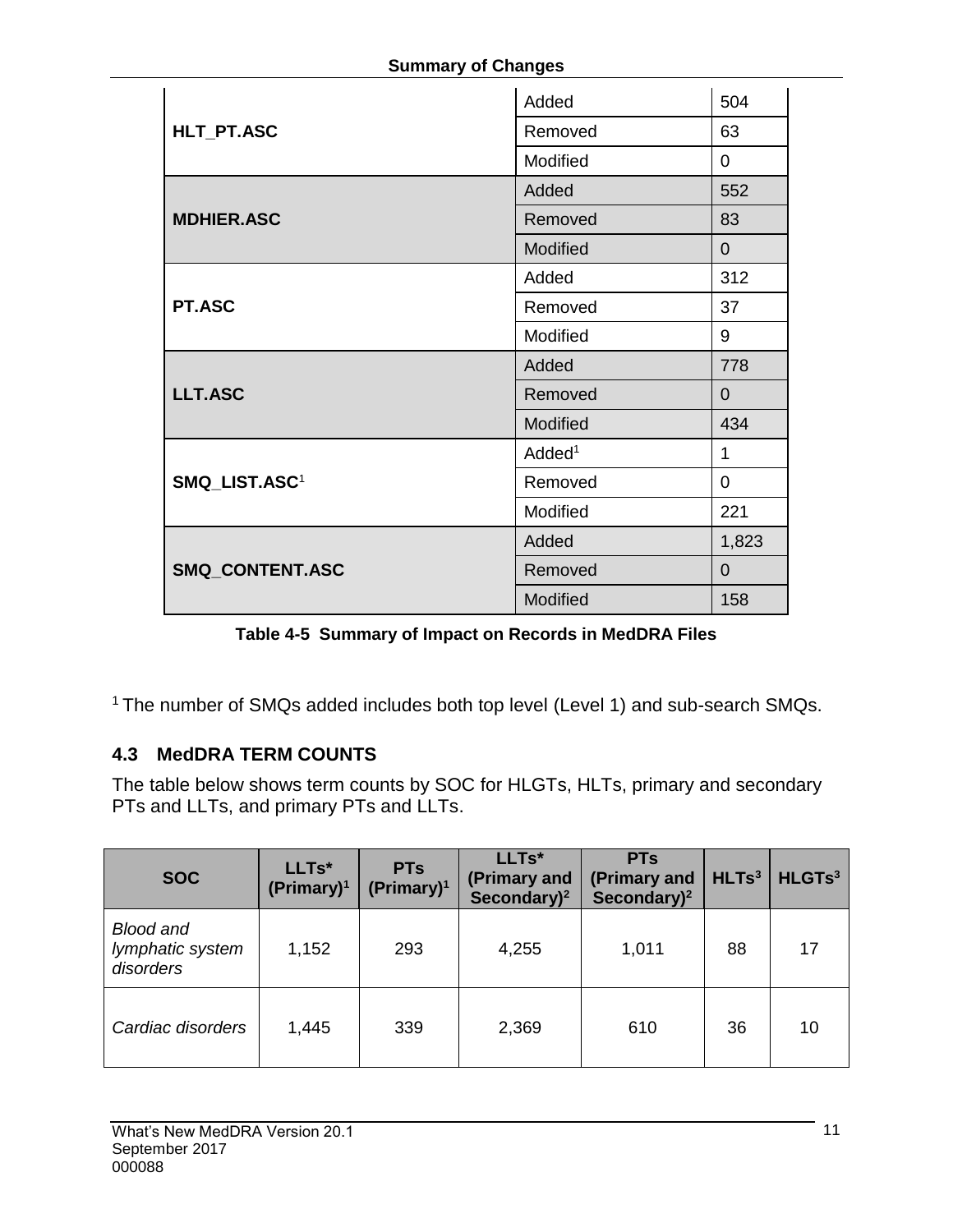| | | |
|---|---|---|
| **HLT_PT.ASC** | Added | 504 |
| | Removed | 63 |
| | Modified | 0 |
| **MDHIER.ASC** | Added | 552 |
| | Removed | 83 |
| | Modified | 0 |
| **PT.ASC** | Added | 312 |
| | Removed | 37 |
| | Modified | 9 |
| **LLT.ASC** | Added | 778 |
| | Removed | 0 |
| | Modified | 434 |
| **SMQ_LIST.ASC**[1] | Added[1] | 1 |
| | Removed | 0 |
| | Modified | 221 |
| **SMQ_CONTENT.ASC** | Added | 1,823 |
| | Removed | 0 |
| | Modified | 158 |

**Table 4-5 Summary of Impact on Records in MedDRA Files**

[1] The number of SMQs added includes both top level (Level 1) and sub-search SMQs.

## 4.3 MedDRA TERM COUNTS

The table below shows term counts by SOC for HLGTs, HLTs, primary and secondary PTs and LLTs, and primary PTs and LLTs.

| SOC | LLTs* (Primary)[1] | PTs (Primary)[1] | LLTs* (Primary and Secondary)[2] | PTs (Primary and Secondary)[2] | HLTs[3] | HLGTs[3] |
|---|---|---|---|---|---|---|
| *Blood and lymphatic system disorders* | 1,152 | 293 | 4,255 | 1,011 | 88 | 17 |
| *Cardiac disorders* | 1,445 | 339 | 2,369 | 610 | 36 | 10 |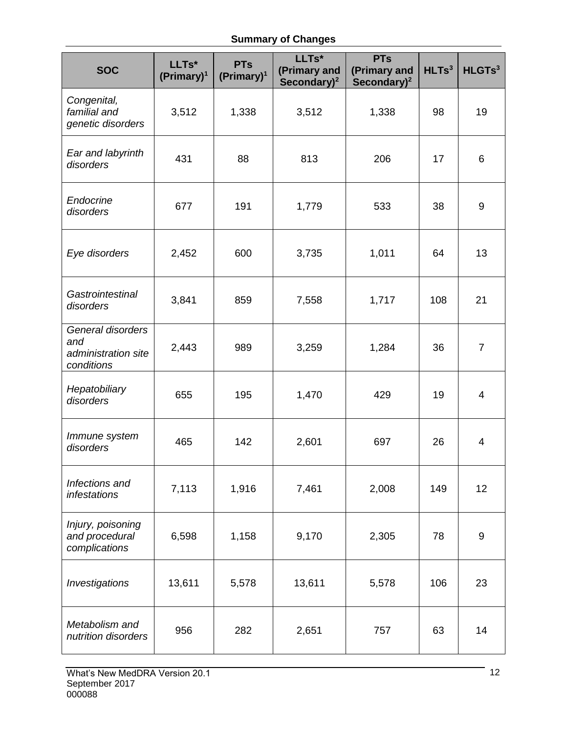**Summary of Changes**

| SOC | LLTs* (Primary)[1] | PTs (Primary)[1] | LLTs* (Primary and Secondary)[2] | PTs (Primary and Secondary)[2] | HLTs[3] | HLGTs[3] |
|---|---|---|---|---|---|---|
| *Congenital, familial and genetic disorders* | 3,512 | 1,338 | 3,512 | 1,338 | 98 | 19 |
| *Ear and labyrinth disorders* | 431 | 88 | 813 | 206 | 17 | 6 |
| *Endocrine disorders* | 677 | 191 | 1,779 | 533 | 38 | 9 |
| *Eye disorders* | 2,452 | 600 | 3,735 | 1,011 | 64 | 13 |
| *Gastrointestinal disorders* | 3,841 | 859 | 7,558 | 1,717 | 108 | 21 |
| *General disorders and administration site conditions* | 2,443 | 989 | 3,259 | 1,284 | 36 | 7 |
| *Hepatobiliary disorders* | 655 | 195 | 1,470 | 429 | 19 | 4 |
| *Immune system disorders* | 465 | 142 | 2,601 | 697 | 26 | 4 |
| *Infections and infestations* | 7,113 | 1,916 | 7,461 | 2,008 | 149 | 12 |
| *Injury, poisoning and procedural complications* | 6,598 | 1,158 | 9,170 | 2,305 | 78 | 9 |
| *Investigations* | 13,611 | 5,578 | 13,611 | 5,578 | 106 | 23 |
| *Metabolism and nutrition disorders* | 956 | 282 | 2,651 | 757 | 63 | 14 |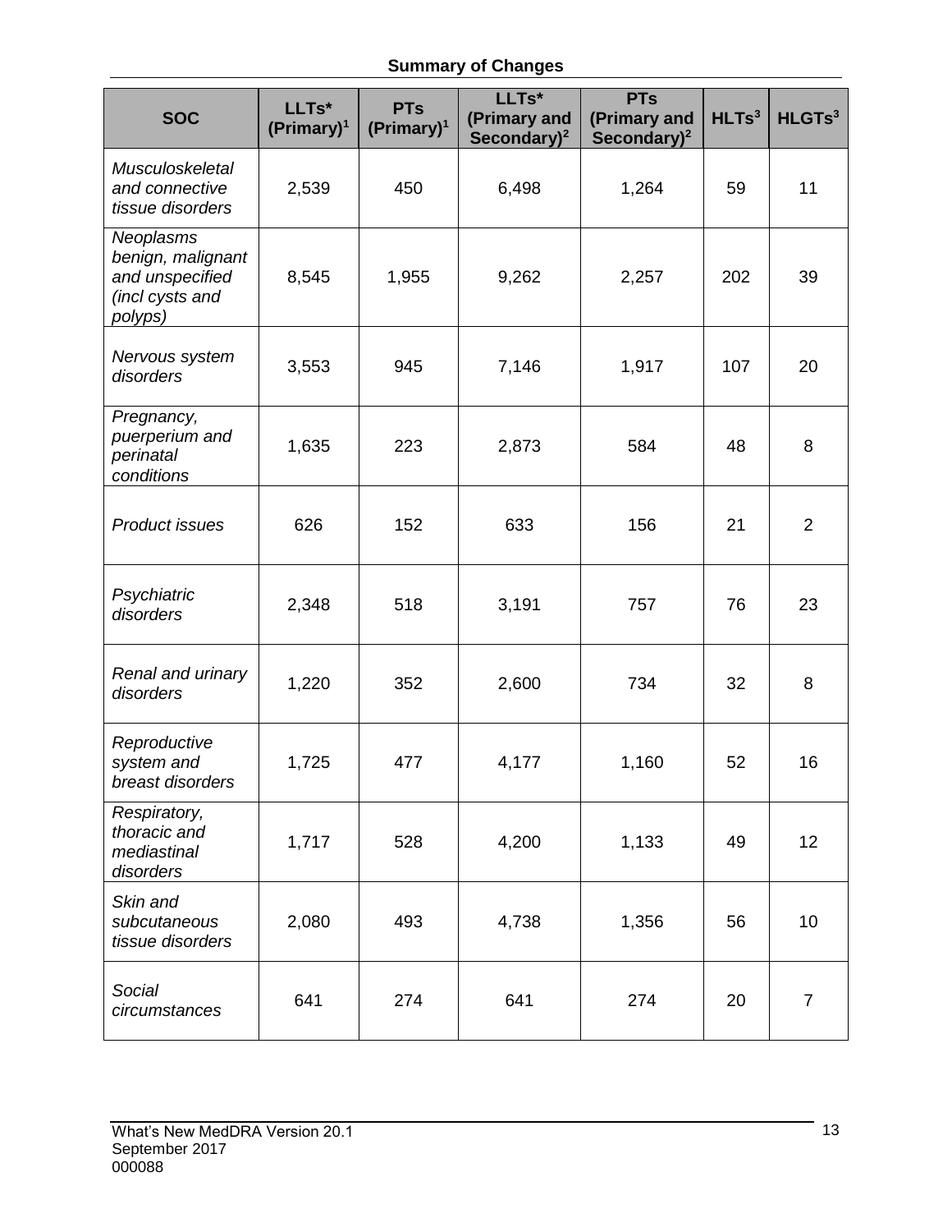**Summary of Changes**

| SOC | LLTs* (Primary)[1] | PTs (Primary)[1] | LLTs* (Primary and Secondary)[2] | PTs (Primary and Secondary)[2] | HLTs[3] | HLGTs[3] |
|---|---|---|---|---|---|---|
| *Musculoskeletal and connective tissue disorders* | 2,539 | 450 | 6,498 | 1,264 | 59 | 11 |
| *Neoplasms benign, malignant and unspecified (incl cysts and polyps)* | 8,545 | 1,955 | 9,262 | 2,257 | 202 | 39 |
| *Nervous system disorders* | 3,553 | 945 | 7,146 | 1,917 | 107 | 20 |
| *Pregnancy, puerperium and perinatal conditions* | 1,635 | 223 | 2,873 | 584 | 48 | 8 |
| *Product issues* | 626 | 152 | 633 | 156 | 21 | 2 |
| *Psychiatric disorders* | 2,348 | 518 | 3,191 | 757 | 76 | 23 |
| *Renal and urinary disorders* | 1,220 | 352 | 2,600 | 734 | 32 | 8 |
| *Reproductive system and breast disorders* | 1,725 | 477 | 4,177 | 1,160 | 52 | 16 |
| *Respiratory, thoracic and mediastinal disorders* | 1,717 | 528 | 4,200 | 1,133 | 49 | 12 |
| *Skin and subcutaneous tissue disorders* | 2,080 | 493 | 4,738 | 1,356 | 56 | 10 |
| *Social circumstances* | 641 | 274 | 641 | 274 | 20 | 7 |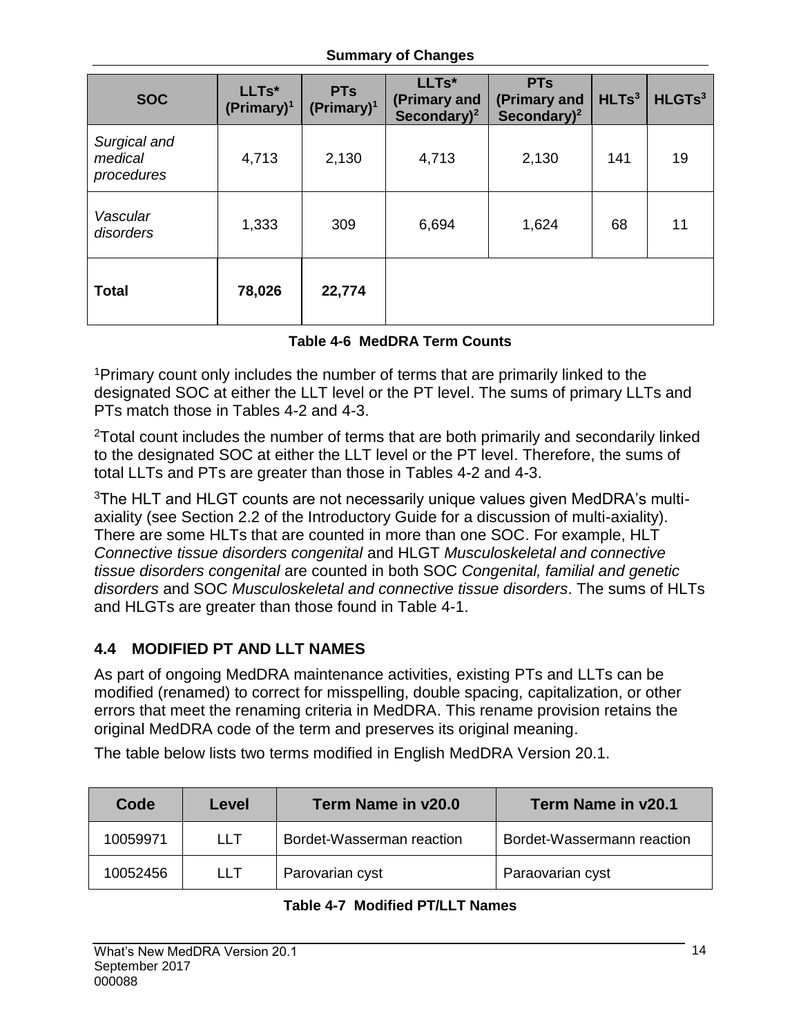**Summary of Changes**

| SOC | LLTs* (Primary)[1] | PTs (Primary)[1] | LLTs* (Primary and Secondary)[2] | PTs (Primary and Secondary)[2] | HLTs[3] | HLGTs[3] |
|---|---|---|---|---|---|---|
| *Surgical and medical procedures* | 4,713 | 2,130 | 4,713 | 2,130 | 141 | 19 |
| *Vascular disorders* | 1,333 | 309 | 6,694 | 1,624 | 68 | 11 |
| **Total** | **78,026** | **22,774** | | | | |

**Table 4-6 MedDRA Term Counts**

[1]Primary count only includes the number of terms that are primarily linked to the designated SOC at either the LLT level or the PT level. The sums of primary LLTs and PTs match those in Tables 4-2 and 4-3.

[2]Total count includes the number of terms that are both primarily and secondarily linked to the designated SOC at either the LLT level or the PT level. Therefore, the sums of total LLTs and PTs are greater than those in Tables 4-2 and 4-3.

[3]The HLT and HLGT counts are not necessarily unique values given MedDRA's multi-axiality (see Section 2.2 of the Introductory Guide for a discussion of multi-axiality). There are some HLTs that are counted in more than one SOC. For example, HLT *Connective tissue disorders congenital* and HLGT *Musculoskeletal and connective tissue disorders congenital* are counted in both SOC *Congenital, familial and genetic disorders* and SOC *Musculoskeletal and connective tissue disorders*. The sums of HLTs and HLGTs are greater than those found in Table 4-1.

## 4.4 MODIFIED PT AND LLT NAMES

As part of ongoing MedDRA maintenance activities, existing PTs and LLTs can be modified (renamed) to correct for misspelling, double spacing, capitalization, or other errors that meet the renaming criteria in MedDRA. This rename provision retains the original MedDRA code of the term and preserves its original meaning.

The table below lists two terms modified in English MedDRA Version 20.1.

| Code | Level | Term Name in v20.0 | Term Name in v20.1 |
|---|---|---|---|
| 10059971 | LLT | Bordet-Wasserman reaction | Bordet-Wassermann reaction |
| 10052456 | LLT | Parovarian cyst | Paraovarian cyst |

**Table 4-7 Modified PT/LLT Names**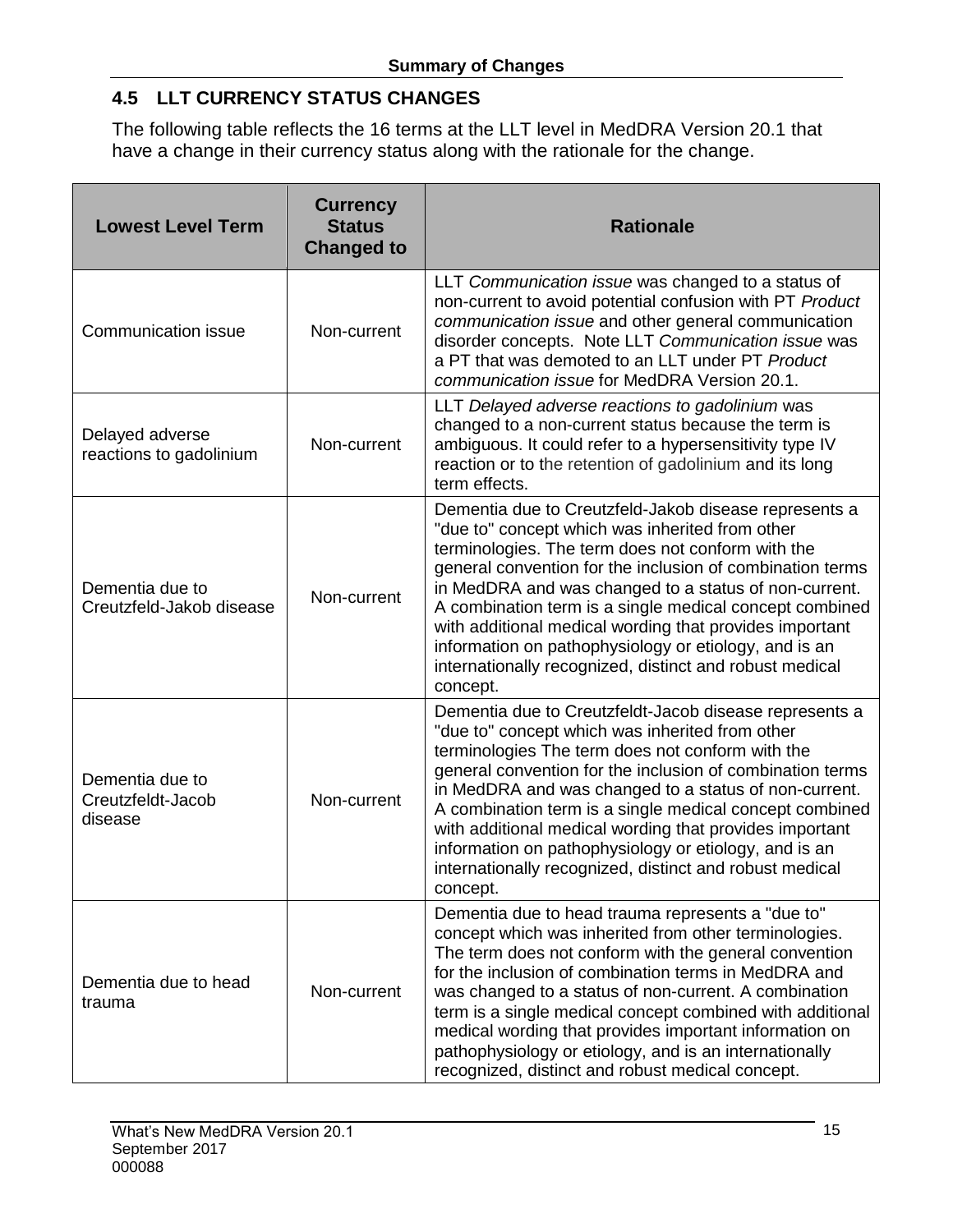## 4.5 LLT CURRENCY STATUS CHANGES

The following table reflects the 16 terms at the LLT level in MedDRA Version 20.1 that have a change in their currency status along with the rationale for the change.

| Lowest Level Term | Currency Status Changed to | Rationale |
|---|---|---|
| Communication issue | Non-current | LLT *Communication issue* was changed to a status of non-current to avoid potential confusion with PT *Product communication issue* and other general communication disorder concepts. Note LLT *Communication issue* was a PT that was demoted to an LLT under PT *Product communication issue* for MedDRA Version 20.1. |
| Delayed adverse reactions to gadolinium | Non-current | LLT *Delayed adverse reactions to gadolinium* was changed to a non-current status because the term is ambiguous. It could refer to a hypersensitivity type IV reaction or to the retention of gadolinium and its long term effects. |
| Dementia due to Creutzfeld-Jakob disease | Non-current | Dementia due to Creutzfeld-Jakob disease represents a "due to" concept which was inherited from other terminologies. The term does not conform with the general convention for the inclusion of combination terms in MedDRA and was changed to a status of non-current. A combination term is a single medical concept combined with additional medical wording that provides important information on pathophysiology or etiology, and is an internationally recognized, distinct and robust medical concept. |
| Dementia due to Creutzfeldt-Jacob disease | Non-current | Dementia due to Creutzfeldt-Jacob disease represents a "due to" concept which was inherited from other terminologies The term does not conform with the general convention for the inclusion of combination terms in MedDRA and was changed to a status of non-current. A combination term is a single medical concept combined with additional medical wording that provides important information on pathophysiology or etiology, and is an internationally recognized, distinct and robust medical concept. |
| Dementia due to head trauma | Non-current | Dementia due to head trauma represents a "due to" concept which was inherited from other terminologies. The term does not conform with the general convention for the inclusion of combination terms in MedDRA and was changed to a status of non-current. A combination term is a single medical concept combined with additional medical wording that provides important information on pathophysiology or etiology, and is an internationally recognized, distinct and robust medical concept. |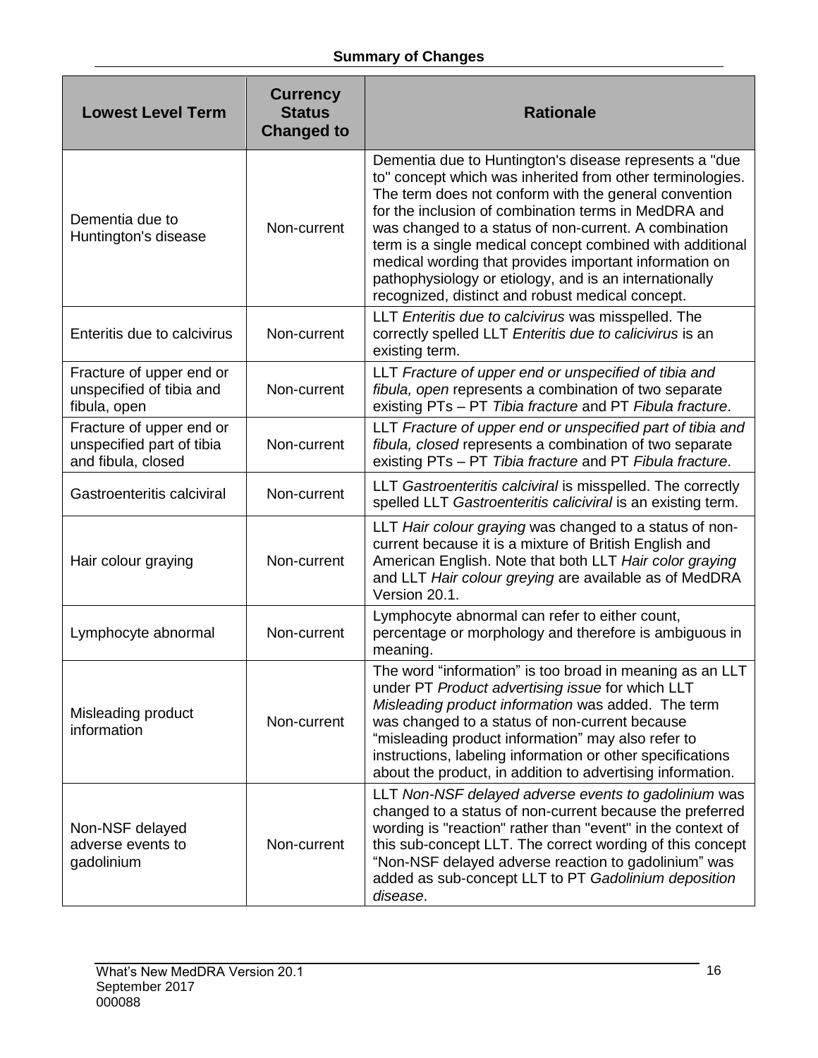**Summary of Changes**

| Lowest Level Term | Currency Status Changed to | Rationale |
|---|---|---|
| Dementia due to Huntington's disease | Non-current | Dementia due to Huntington's disease represents a "due to" concept which was inherited from other terminologies. The term does not conform with the general convention for the inclusion of combination terms in MedDRA and was changed to a status of non-current. A combination term is a single medical concept combined with additional medical wording that provides important information on pathophysiology or etiology, and is an internationally recognized, distinct and robust medical concept. |
| Enteritis due to calcivirus | Non-current | LLT *Enteritis due to calcivirus* was misspelled. The correctly spelled LLT *Enteritis due to calicivirus* is an existing term. |
| Fracture of upper end or unspecified of tibia and fibula, open | Non-current | LLT *Fracture of upper end or unspecified of tibia and fibula, open* represents a combination of two separate existing PTs – PT *Tibia fracture* and PT *Fibula fracture*. |
| Fracture of upper end or unspecified part of tibia and fibula, closed | Non-current | LLT *Fracture of upper end or unspecified part of tibia and fibula, closed* represents a combination of two separate existing PTs – PT *Tibia fracture* and PT *Fibula fracture*. |
| Gastroenteritis calciviral | Non-current | LLT *Gastroenteritis calciviral* is misspelled. The correctly spelled LLT *Gastroenteritis caliciviral* is an existing term. |
| Hair colour graying | Non-current | LLT *Hair colour graying* was changed to a status of non-current because it is a mixture of British English and American English. Note that both LLT *Hair color graying* and LLT *Hair colour greying* are available as of MedDRA Version 20.1. |
| Lymphocyte abnormal | Non-current | Lymphocyte abnormal can refer to either count, percentage or morphology and therefore is ambiguous in meaning. |
| Misleading product information | Non-current | The word "information" is too broad in meaning as an LLT under PT *Product advertising issue* for which LLT *Misleading product information* was added. The term was changed to a status of non-current because "misleading product information" may also refer to instructions, labeling information or other specifications about the product, in addition to advertising information. |
| Non-NSF delayed adverse events to gadolinium | Non-current | LLT *Non-NSF delayed adverse events to gadolinium* was changed to a status of non-current because the preferred wording is "reaction" rather than "event" in the context of this sub-concept LLT. The correct wording of this concept "Non-NSF delayed adverse reaction to gadolinium" was added as sub-concept LLT to PT *Gadolinium deposition disease*. |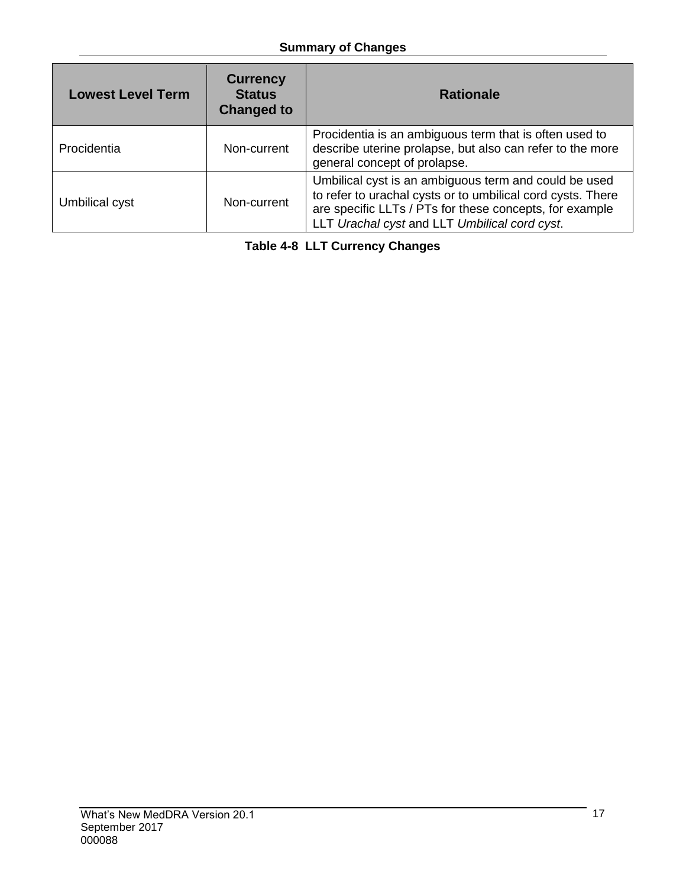| Lowest Level Term | Currency Status Changed to | Rationale |
|---|---|---|
| Procidentia | Non-current | Procidentia is an ambiguous term that is often used to describe uterine prolapse, but also can refer to the more general concept of prolapse. |
| Umbilical cyst | Non-current | Umbilical cyst is an ambiguous term and could be used to refer to urachal cysts or to umbilical cord cysts. There are specific LLTs / PTs for these concepts, for example LLT *Urachal cyst* and LLT *Umbilical cord cyst*. |

**Table 4-8 LLT Currency Changes**